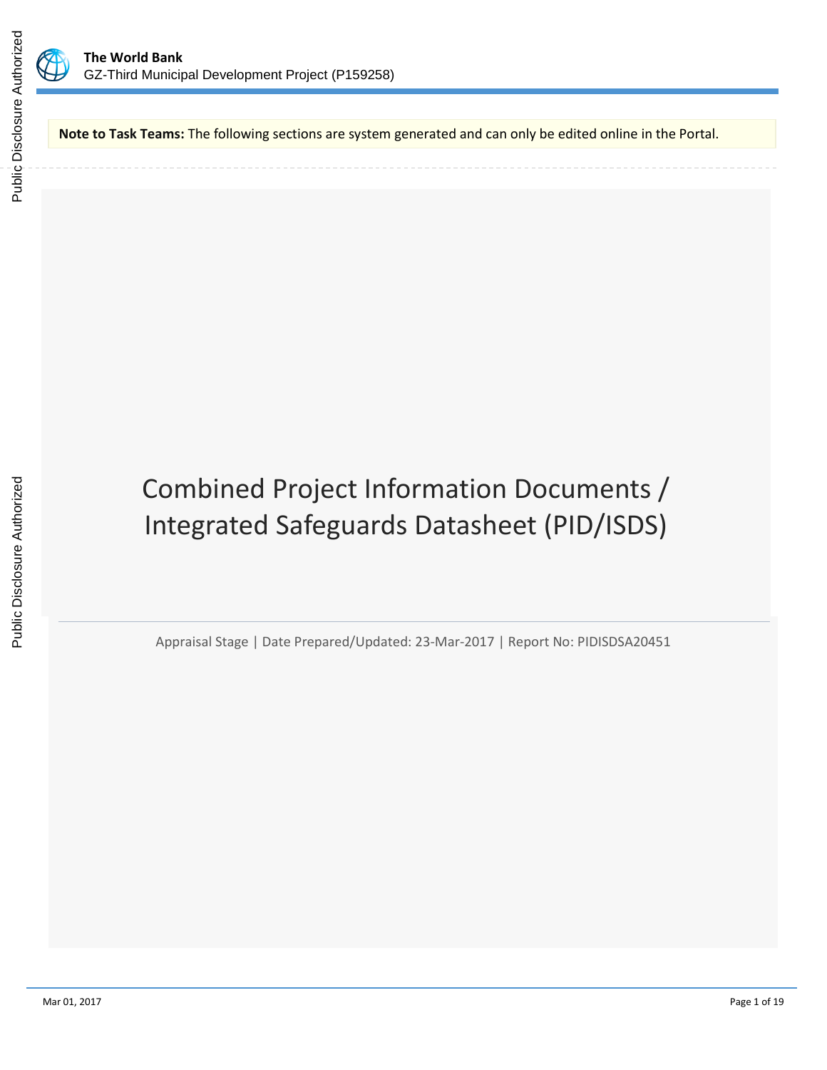**The World Bank**
GZ-Third Municipal Development Project (P159258)

**Note to Task Teams:** The following sections are system generated and can only be edited online in the Portal.

# Combined Project Information Documents / Integrated Safeguards Datasheet (PID/ISDS)

Appraisal Stage | Date Prepared/Updated: 23-Mar-2017 | Report No: PIDISDSA20451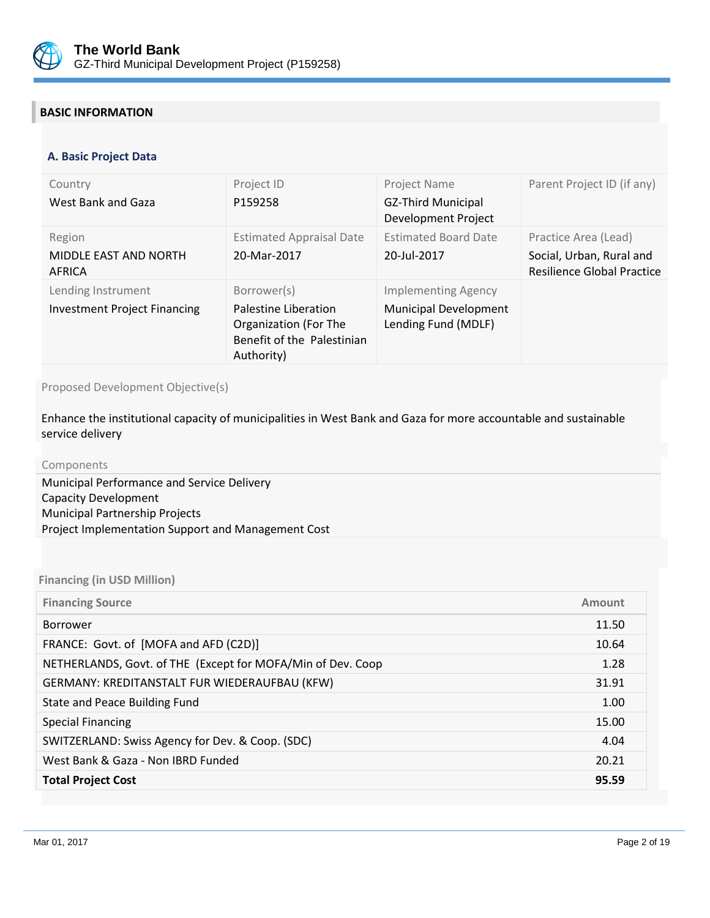## BASIC INFORMATION

### A. Basic Project Data

| Country | Project ID | Project Name | Parent Project ID (if any) |
|---|---|---|---|
| West Bank and Gaza | P159258 | GZ-Third Municipal Development Project | |
| **Region** | **Estimated Appraisal Date** | **Estimated Board Date** | **Practice Area (Lead)** |
| MIDDLE EAST AND NORTH AFRICA | 20-Mar-2017 | 20-Jul-2017 | Social, Urban, Rural and Resilience Global Practice |
| **Lending Instrument** | **Borrower(s)** | **Implementing Agency** | |
| Investment Project Financing | Palestine Liberation Organization (For The Benefit of the Palestinian Authority) | Municipal Development Lending Fund (MDLF) | |

Proposed Development Objective(s)

Enhance the institutional capacity of municipalities in West Bank and Gaza for more accountable and sustainable service delivery

Components

Municipal Performance and Service Delivery
Capacity Development
Municipal Partnership Projects
Project Implementation Support and Management Cost

**Financing (in USD Million)**

| Financing Source | Amount |
|---|---|
| Borrower | 11.50 |
| FRANCE: Govt. of [MOFA and AFD (C2D)] | 10.64 |
| NETHERLANDS, Govt. of THE (Except for MOFA/Min of Dev. Coop | 1.28 |
| GERMANY: KREDITANSTALT FUR WIEDERAUFBAU (KFW) | 31.91 |
| State and Peace Building Fund | 1.00 |
| Special Financing | 15.00 |
| SWITZERLAND: Swiss Agency for Dev. & Coop. (SDC) | 4.04 |
| West Bank & Gaza - Non IBRD Funded | 20.21 |
| **Total Project Cost** | **95.59** |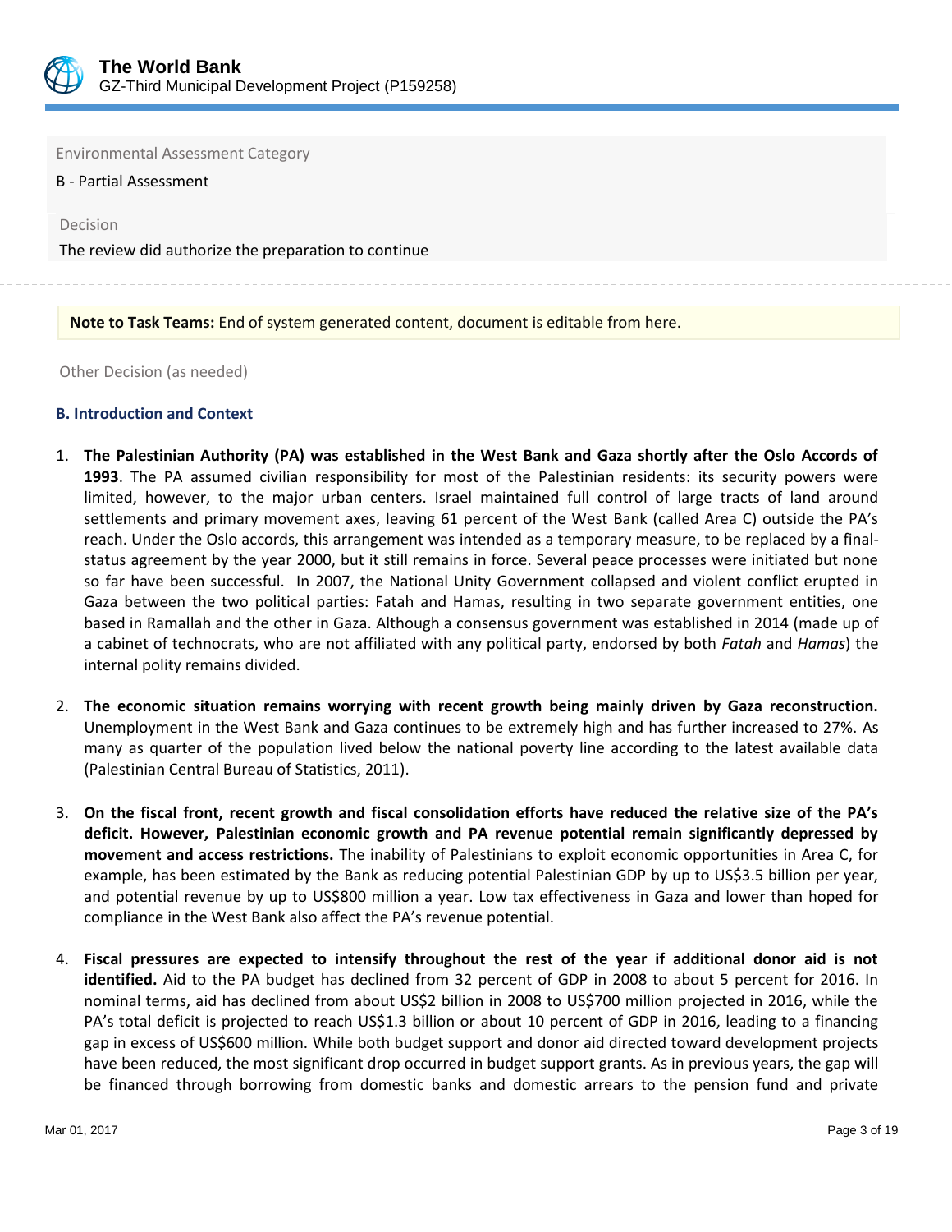Environmental Assessment Category

B - Partial Assessment

Decision

The review did authorize the preparation to continue

**Note to Task Teams:** End of system generated content, document is editable from here.

Other Decision (as needed)

### B. Introduction and Context

1. **The Palestinian Authority (PA) was established in the West Bank and Gaza shortly after the Oslo Accords of 1993**. The PA assumed civilian responsibility for most of the Palestinian residents: its security powers were limited, however, to the major urban centers. Israel maintained full control of large tracts of land around settlements and primary movement axes, leaving 61 percent of the West Bank (called Area C) outside the PA's reach. Under the Oslo accords, this arrangement was intended as a temporary measure, to be replaced by a final-status agreement by the year 2000, but it still remains in force. Several peace processes were initiated but none so far have been successful. In 2007, the National Unity Government collapsed and violent conflict erupted in Gaza between the two political parties: Fatah and Hamas, resulting in two separate government entities, one based in Ramallah and the other in Gaza. Although a consensus government was established in 2014 (made up of a cabinet of technocrats, who are not affiliated with any political party, endorsed by both *Fatah* and *Hamas*) the internal polity remains divided.

2. **The economic situation remains worrying with recent growth being mainly driven by Gaza reconstruction.** Unemployment in the West Bank and Gaza continues to be extremely high and has further increased to 27%. As many as quarter of the population lived below the national poverty line according to the latest available data (Palestinian Central Bureau of Statistics, 2011).

3. **On the fiscal front, recent growth and fiscal consolidation efforts have reduced the relative size of the PA's deficit. However, Palestinian economic growth and PA revenue potential remain significantly depressed by movement and access restrictions.** The inability of Palestinians to exploit economic opportunities in Area C, for example, has been estimated by the Bank as reducing potential Palestinian GDP by up to US$3.5 billion per year, and potential revenue by up to US$800 million a year. Low tax effectiveness in Gaza and lower than hoped for compliance in the West Bank also affect the PA's revenue potential.

4. **Fiscal pressures are expected to intensify throughout the rest of the year if additional donor aid is not identified.** Aid to the PA budget has declined from 32 percent of GDP in 2008 to about 5 percent for 2016. In nominal terms, aid has declined from about US$2 billion in 2008 to US$700 million projected in 2016, while the PA's total deficit is projected to reach US$1.3 billion or about 10 percent of GDP in 2016, leading to a financing gap in excess of US$600 million. While both budget support and donor aid directed toward development projects have been reduced, the most significant drop occurred in budget support grants. As in previous years, the gap will be financed through borrowing from domestic banks and domestic arrears to the pension fund and private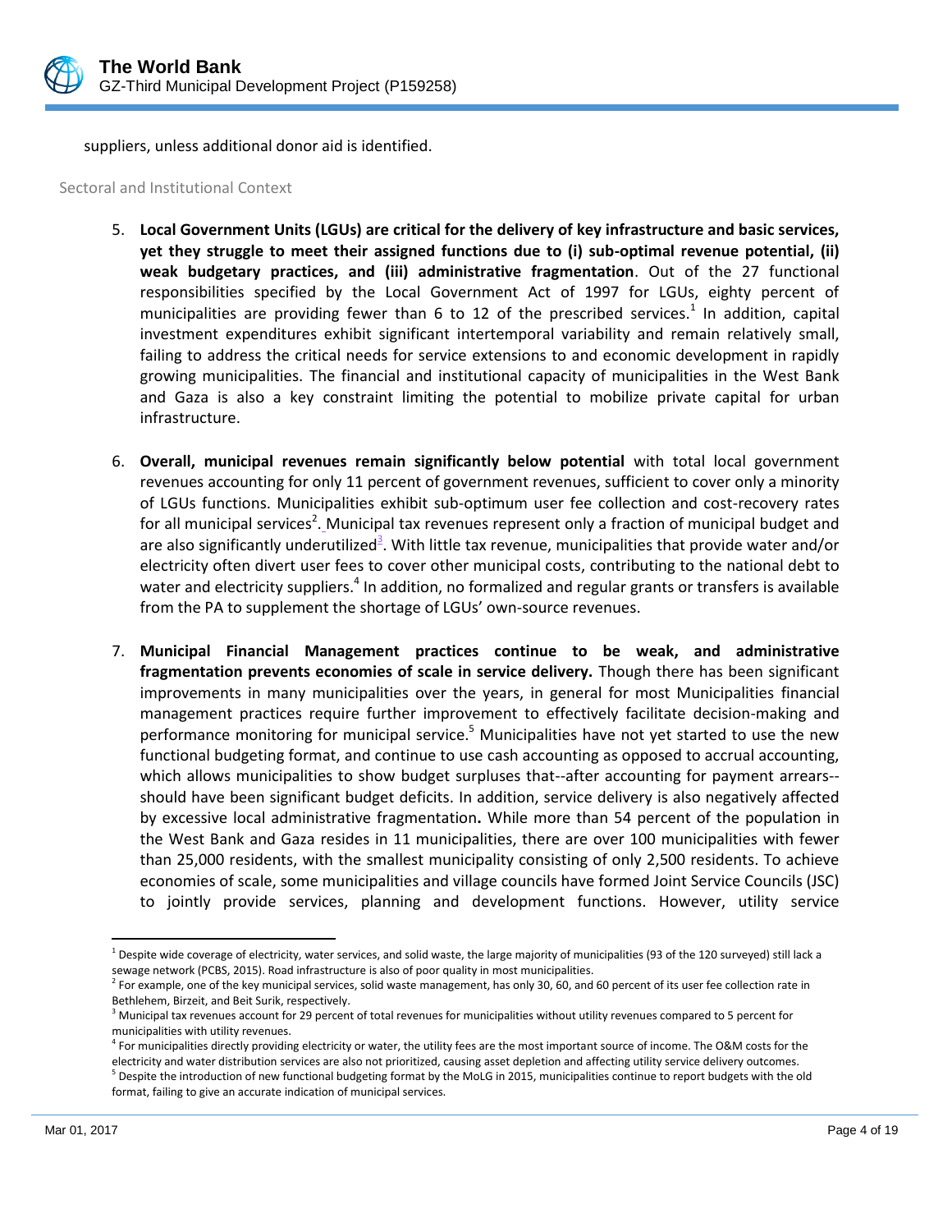suppliers, unless additional donor aid is identified.

## Sectoral and Institutional Context

5. **Local Government Units (LGUs) are critical for the delivery of key infrastructure and basic services, yet they struggle to meet their assigned functions due to (i) sub-optimal revenue potential, (ii) weak budgetary practices, and (iii) administrative fragmentation**. Out of the 27 functional responsibilities specified by the Local Government Act of 1997 for LGUs, eighty percent of municipalities are providing fewer than 6 to 12 of the prescribed services.[1] In addition, capital investment expenditures exhibit significant intertemporal variability and remain relatively small, failing to address the critical needs for service extensions to and economic development in rapidly growing municipalities. The financial and institutional capacity of municipalities in the West Bank and Gaza is also a key constraint limiting the potential to mobilize private capital for urban infrastructure.

6. **Overall, municipal revenues remain significantly below potential** with total local government revenues accounting for only 11 percent of government revenues, sufficient to cover only a minority of LGUs functions. Municipalities exhibit sub-optimum user fee collection and cost-recovery rates for all municipal services[2]. Municipal tax revenues represent only a fraction of municipal budget and are also significantly underutilized[3]. With little tax revenue, municipalities that provide water and/or electricity often divert user fees to cover other municipal costs, contributing to the national debt to water and electricity suppliers.[4] In addition, no formalized and regular grants or transfers is available from the PA to supplement the shortage of LGUs' own-source revenues.

7. **Municipal Financial Management practices continue to be weak, and administrative fragmentation prevents economies of scale in service delivery.** Though there has been significant improvements in many municipalities over the years, in general for most Municipalities financial management practices require further improvement to effectively facilitate decision-making and performance monitoring for municipal service.[5] Municipalities have not yet started to use the new functional budgeting format, and continue to use cash accounting as opposed to accrual accounting, which allows municipalities to show budget surpluses that--after accounting for payment arrears--should have been significant budget deficits. In addition, service delivery is also negatively affected by excessive local administrative fragmentation**.** While more than 54 percent of the population in the West Bank and Gaza resides in 11 municipalities, there are over 100 municipalities with fewer than 25,000 residents, with the smallest municipality consisting of only 2,500 residents. To achieve economies of scale, some municipalities and village councils have formed Joint Service Councils (JSC) to jointly provide services, planning and development functions. However, utility service

---

[1] Despite wide coverage of electricity, water services, and solid waste, the large majority of municipalities (93 of the 120 surveyed) still lack a sewage network (PCBS, 2015). Road infrastructure is also of poor quality in most municipalities.

[2] For example, one of the key municipal services, solid waste management, has only 30, 60, and 60 percent of its user fee collection rate in Bethlehem, Birzeit, and Beit Surik, respectively.

[3] Municipal tax revenues account for 29 percent of total revenues for municipalities without utility revenues compared to 5 percent for municipalities with utility revenues.

[4] For municipalities directly providing electricity or water, the utility fees are the most important source of income. The O&M costs for the electricity and water distribution services are also not prioritized, causing asset depletion and affecting utility service delivery outcomes.

[5] Despite the introduction of new functional budgeting format by the MoLG in 2015, municipalities continue to report budgets with the old format, failing to give an accurate indication of municipal services.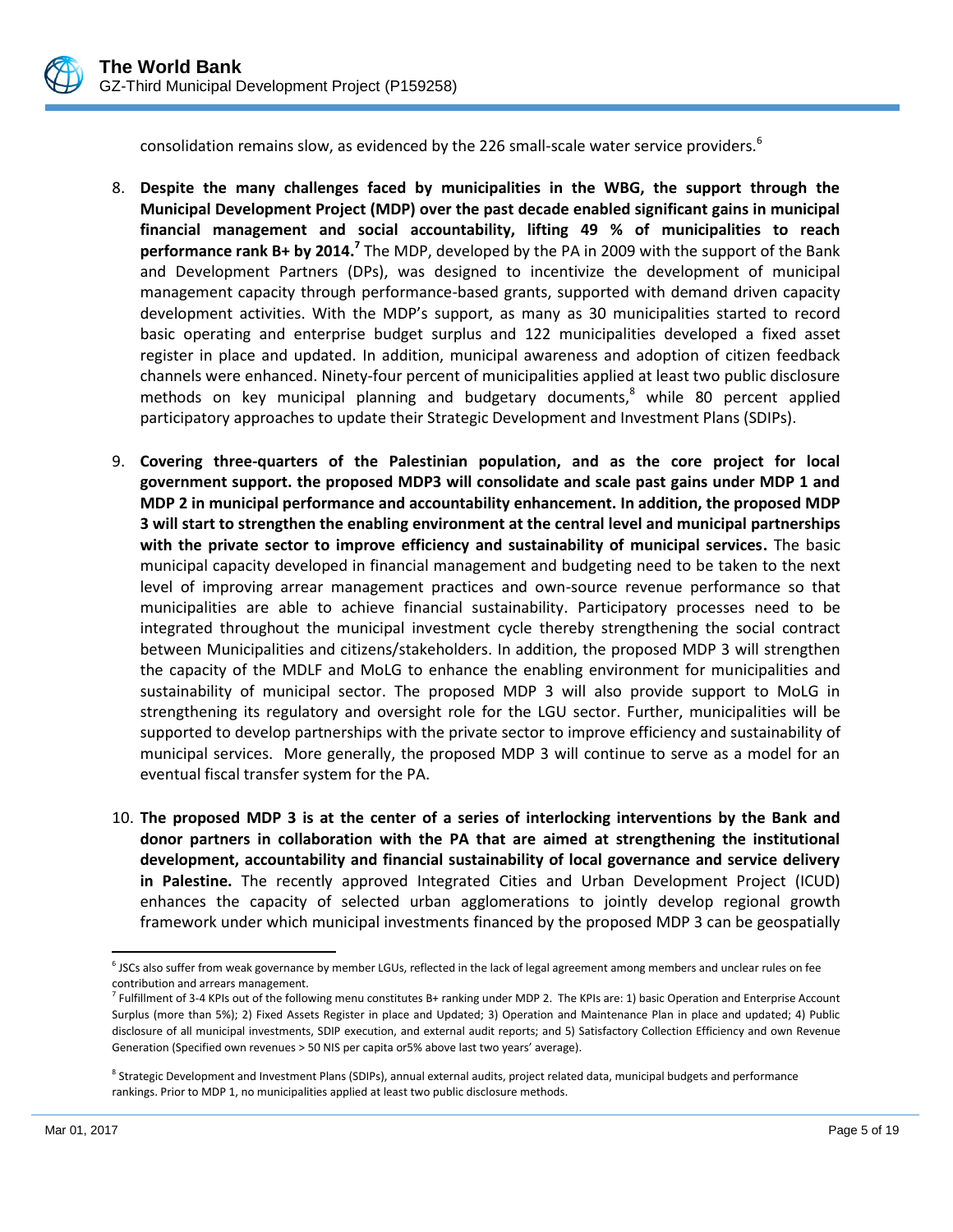consolidation remains slow, as evidenced by the 226 small-scale water service providers.[6]

8. **Despite the many challenges faced by municipalities in the WBG, the support through the Municipal Development Project (MDP) over the past decade enabled significant gains in municipal financial management and social accountability, lifting 49 % of municipalities to reach performance rank B+ by 2014.[7]** The MDP, developed by the PA in 2009 with the support of the Bank and Development Partners (DPs), was designed to incentivize the development of municipal management capacity through performance-based grants, supported with demand driven capacity development activities. With the MDP's support, as many as 30 municipalities started to record basic operating and enterprise budget surplus and 122 municipalities developed a fixed asset register in place and updated. In addition, municipal awareness and adoption of citizen feedback channels were enhanced. Ninety-four percent of municipalities applied at least two public disclosure methods on key municipal planning and budgetary documents,[8] while 80 percent applied participatory approaches to update their Strategic Development and Investment Plans (SDIPs).

9. **Covering three-quarters of the Palestinian population, and as the core project for local government support. the proposed MDP3 will consolidate and scale past gains under MDP 1 and MDP 2 in municipal performance and accountability enhancement. In addition, the proposed MDP 3 will start to strengthen the enabling environment at the central level and municipal partnerships with the private sector to improve efficiency and sustainability of municipal services.** The basic municipal capacity developed in financial management and budgeting need to be taken to the next level of improving arrear management practices and own-source revenue performance so that municipalities are able to achieve financial sustainability. Participatory processes need to be integrated throughout the municipal investment cycle thereby strengthening the social contract between Municipalities and citizens/stakeholders. In addition, the proposed MDP 3 will strengthen the capacity of the MDLF and MoLG to enhance the enabling environment for municipalities and sustainability of municipal sector. The proposed MDP 3 will also provide support to MoLG in strengthening its regulatory and oversight role for the LGU sector. Further, municipalities will be supported to develop partnerships with the private sector to improve efficiency and sustainability of municipal services. More generally, the proposed MDP 3 will continue to serve as a model for an eventual fiscal transfer system for the PA.

10. **The proposed MDP 3 is at the center of a series of interlocking interventions by the Bank and donor partners in collaboration with the PA that are aimed at strengthening the institutional development, accountability and financial sustainability of local governance and service delivery in Palestine.** The recently approved Integrated Cities and Urban Development Project (ICUD) enhances the capacity of selected urban agglomerations to jointly develop regional growth framework under which municipal investments financed by the proposed MDP 3 can be geospatially

---

[6] JSCs also suffer from weak governance by member LGUs, reflected in the lack of legal agreement among members and unclear rules on fee contribution and arrears management.

[7] Fulfillment of 3-4 KPIs out of the following menu constitutes B+ ranking under MDP 2. The KPIs are: 1) basic Operation and Enterprise Account Surplus (more than 5%); 2) Fixed Assets Register in place and Updated; 3) Operation and Maintenance Plan in place and updated; 4) Public disclosure of all municipal investments, SDIP execution, and external audit reports; and 5) Satisfactory Collection Efficiency and own Revenue Generation (Specified own revenues > 50 NIS per capita or5% above last two years' average).

[8] Strategic Development and Investment Plans (SDIPs), annual external audits, project related data, municipal budgets and performance rankings. Prior to MDP 1, no municipalities applied at least two public disclosure methods.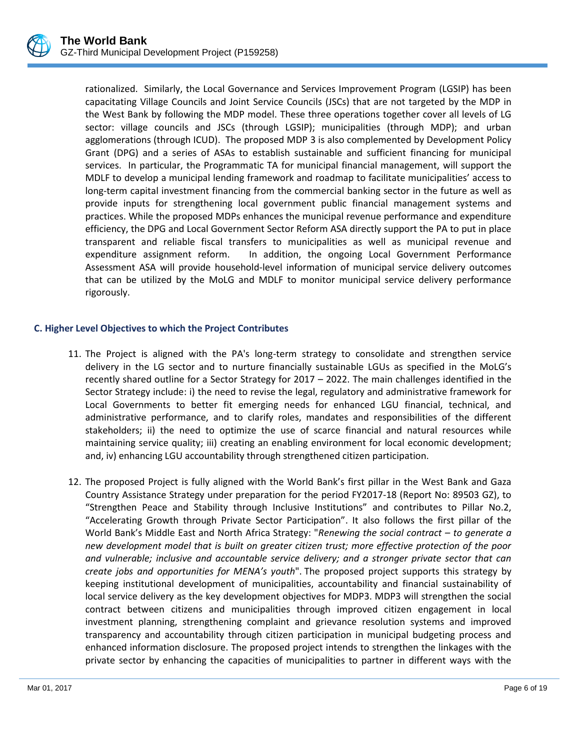rationalized. Similarly, the Local Governance and Services Improvement Program (LGSIP) has been capacitating Village Councils and Joint Service Councils (JSCs) that are not targeted by the MDP in the West Bank by following the MDP model. These three operations together cover all levels of LG sector: village councils and JSCs (through LGSIP); municipalities (through MDP); and urban agglomerations (through ICUD). The proposed MDP 3 is also complemented by Development Policy Grant (DPG) and a series of ASAs to establish sustainable and sufficient financing for municipal services. In particular, the Programmatic TA for municipal financial management, will support the MDLF to develop a municipal lending framework and roadmap to facilitate municipalities' access to long-term capital investment financing from the commercial banking sector in the future as well as provide inputs for strengthening local government public financial management systems and practices. While the proposed MDPs enhances the municipal revenue performance and expenditure efficiency, the DPG and Local Government Sector Reform ASA directly support the PA to put in place transparent and reliable fiscal transfers to municipalities as well as municipal revenue and expenditure assignment reform. In addition, the ongoing Local Government Performance Assessment ASA will provide household-level information of municipal service delivery outcomes that can be utilized by the MoLG and MDLF to monitor municipal service delivery performance rigorously.

### C. Higher Level Objectives to which the Project Contributes

11. The Project is aligned with the PA's long-term strategy to consolidate and strengthen service delivery in the LG sector and to nurture financially sustainable LGUs as specified in the MoLG's recently shared outline for a Sector Strategy for 2017 – 2022. The main challenges identified in the Sector Strategy include: i) the need to revise the legal, regulatory and administrative framework for Local Governments to better fit emerging needs for enhanced LGU financial, technical, and administrative performance, and to clarify roles, mandates and responsibilities of the different stakeholders; ii) the need to optimize the use of scarce financial and natural resources while maintaining service quality; iii) creating an enabling environment for local economic development; and, iv) enhancing LGU accountability through strengthened citizen participation.

12. The proposed Project is fully aligned with the World Bank's first pillar in the West Bank and Gaza Country Assistance Strategy under preparation for the period FY2017-18 (Report No: 89503 GZ), to "Strengthen Peace and Stability through Inclusive Institutions" and contributes to Pillar No.2, "Accelerating Growth through Private Sector Participation". It also follows the first pillar of the World Bank's Middle East and North Africa Strategy: "*Renewing the social contract – to generate a new development model that is built on greater citizen trust; more effective protection of the poor and vulnerable; inclusive and accountable service delivery; and a stronger private sector that can create jobs and opportunities for MENA's youth*". The proposed project supports this strategy by keeping institutional development of municipalities, accountability and financial sustainability of local service delivery as the key development objectives for MDP3. MDP3 will strengthen the social contract between citizens and municipalities through improved citizen engagement in local investment planning, strengthening complaint and grievance resolution systems and improved transparency and accountability through citizen participation in municipal budgeting process and enhanced information disclosure. The proposed project intends to strengthen the linkages with the private sector by enhancing the capacities of municipalities to partner in different ways with the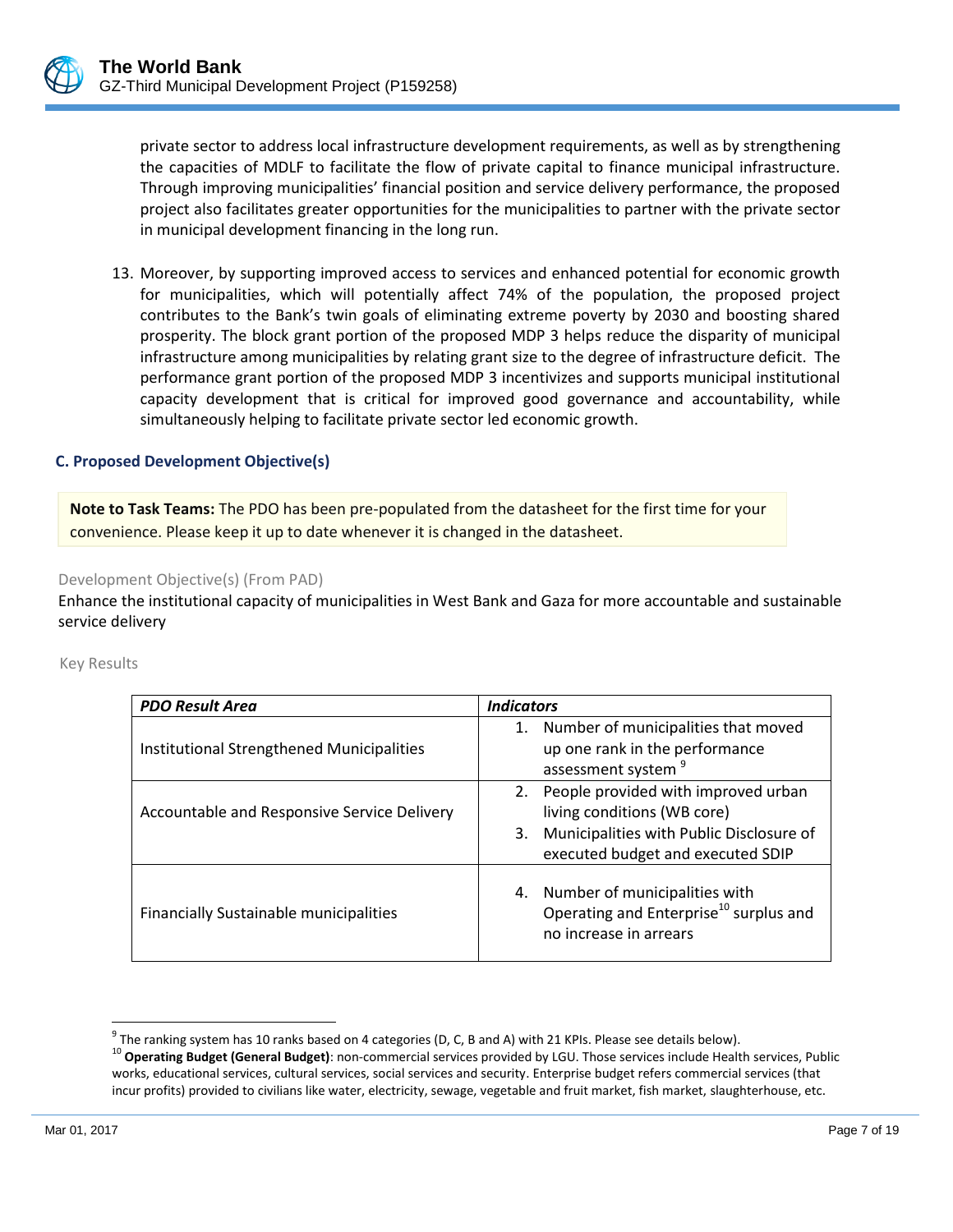private sector to address local infrastructure development requirements, as well as by strengthening the capacities of MDLF to facilitate the flow of private capital to finance municipal infrastructure. Through improving municipalities' financial position and service delivery performance, the proposed project also facilitates greater opportunities for the municipalities to partner with the private sector in municipal development financing in the long run.

13. Moreover, by supporting improved access to services and enhanced potential for economic growth for municipalities, which will potentially affect 74% of the population, the proposed project contributes to the Bank's twin goals of eliminating extreme poverty by 2030 and boosting shared prosperity. The block grant portion of the proposed MDP 3 helps reduce the disparity of municipal infrastructure among municipalities by relating grant size to the degree of infrastructure deficit. The performance grant portion of the proposed MDP 3 incentivizes and supports municipal institutional capacity development that is critical for improved good governance and accountability, while simultaneously helping to facilitate private sector led economic growth.

### C. Proposed Development Objective(s)

**Note to Task Teams:** The PDO has been pre-populated from the datasheet for the first time for your convenience. Please keep it up to date whenever it is changed in the datasheet.

Development Objective(s) (From PAD)

Enhance the institutional capacity of municipalities in West Bank and Gaza for more accountable and sustainable service delivery

Key Results

| ***PDO Result Area*** | ***Indicators*** |
|---|---|
| Institutional Strengthened Municipalities | 1. Number of municipalities that moved up one rank in the performance assessment system [9] |
| Accountable and Responsive Service Delivery | 2. People provided with improved urban living conditions (WB core)<br>3. Municipalities with Public Disclosure of executed budget and executed SDIP |
| Financially Sustainable municipalities | 4. Number of municipalities with Operating and Enterprise[10] surplus and no increase in arrears |

[9] The ranking system has 10 ranks based on 4 categories (D, C, B and A) with 21 KPIs. Please see details below).

[10] **Operating Budget (General Budget)**: non-commercial services provided by LGU. Those services include Health services, Public works, educational services, cultural services, social services and security. Enterprise budget refers commercial services (that incur profits) provided to civilians like water, electricity, sewage, vegetable and fruit market, fish market, slaughterhouse, etc.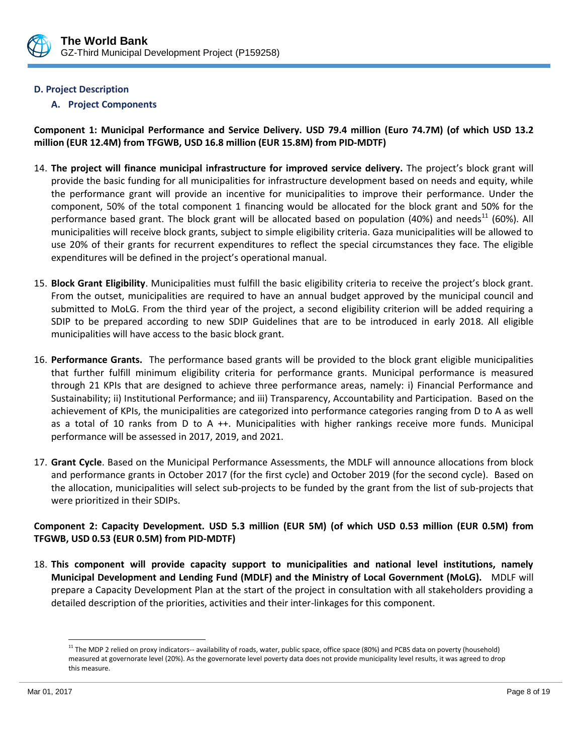### D. Project Description

#### A. Project Components

**Component 1: Municipal Performance and Service Delivery. USD 79.4 million (Euro 74.7M) (of which USD 13.2 million (EUR 12.4M) from TFGWB, USD 16.8 million (EUR 15.8M) from PID-MDTF)**

14. **The project will finance municipal infrastructure for improved service delivery.** The project's block grant will provide the basic funding for all municipalities for infrastructure development based on needs and equity, while the performance grant will provide an incentive for municipalities to improve their performance. Under the component, 50% of the total component 1 financing would be allocated for the block grant and 50% for the performance based grant. The block grant will be allocated based on population (40%) and needs[11] (60%). All municipalities will receive block grants, subject to simple eligibility criteria. Gaza municipalities will be allowed to use 20% of their grants for recurrent expenditures to reflect the special circumstances they face. The eligible expenditures will be defined in the project's operational manual.

15. **Block Grant Eligibility**. Municipalities must fulfill the basic eligibility criteria to receive the project's block grant. From the outset, municipalities are required to have an annual budget approved by the municipal council and submitted to MoLG. From the third year of the project, a second eligibility criterion will be added requiring a SDIP to be prepared according to new SDIP Guidelines that are to be introduced in early 2018. All eligible municipalities will have access to the basic block grant.

16. **Performance Grants.** The performance based grants will be provided to the block grant eligible municipalities that further fulfill minimum eligibility criteria for performance grants. Municipal performance is measured through 21 KPIs that are designed to achieve three performance areas, namely: i) Financial Performance and Sustainability; ii) Institutional Performance; and iii) Transparency, Accountability and Participation. Based on the achievement of KPIs, the municipalities are categorized into performance categories ranging from D to A as well as a total of 10 ranks from D to A ++. Municipalities with higher rankings receive more funds. Municipal performance will be assessed in 2017, 2019, and 2021.

17. **Grant Cycle**. Based on the Municipal Performance Assessments, the MDLF will announce allocations from block and performance grants in October 2017 (for the first cycle) and October 2019 (for the second cycle). Based on the allocation, municipalities will select sub-projects to be funded by the grant from the list of sub-projects that were prioritized in their SDIPs.

**Component 2: Capacity Development. USD 5.3 million (EUR 5M) (of which USD 0.53 million (EUR 0.5M) from TFGWB, USD 0.53 (EUR 0.5M) from PID-MDTF)**

18. **This component will provide capacity support to municipalities and national level institutions, namely Municipal Development and Lending Fund (MDLF) and the Ministry of Local Government (MoLG).** MDLF will prepare a Capacity Development Plan at the start of the project in consultation with all stakeholders providing a detailed description of the priorities, activities and their inter-linkages for this component.

---

[11] The MDP 2 relied on proxy indicators-- availability of roads, water, public space, office space (80%) and PCBS data on poverty (household) measured at governorate level (20%). As the governorate level poverty data does not provide municipality level results, it was agreed to drop this measure.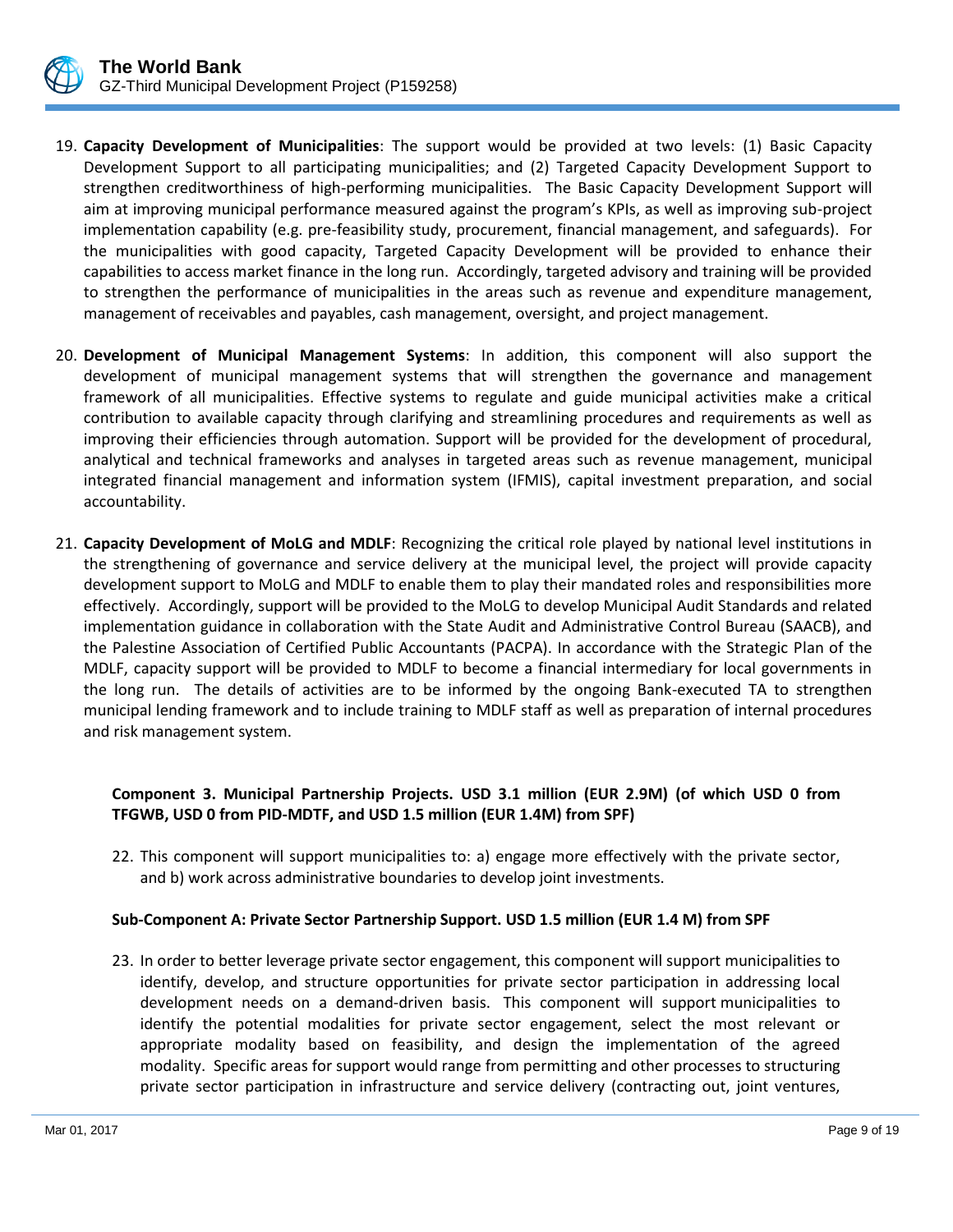19. **Capacity Development of Municipalities**: The support would be provided at two levels: (1) Basic Capacity Development Support to all participating municipalities; and (2) Targeted Capacity Development Support to strengthen creditworthiness of high-performing municipalities. The Basic Capacity Development Support will aim at improving municipal performance measured against the program's KPIs, as well as improving sub-project implementation capability (e.g. pre-feasibility study, procurement, financial management, and safeguards). For the municipalities with good capacity, Targeted Capacity Development will be provided to enhance their capabilities to access market finance in the long run. Accordingly, targeted advisory and training will be provided to strengthen the performance of municipalities in the areas such as revenue and expenditure management, management of receivables and payables, cash management, oversight, and project management.

20. **Development of Municipal Management Systems**: In addition, this component will also support the development of municipal management systems that will strengthen the governance and management framework of all municipalities. Effective systems to regulate and guide municipal activities make a critical contribution to available capacity through clarifying and streamlining procedures and requirements as well as improving their efficiencies through automation. Support will be provided for the development of procedural, analytical and technical frameworks and analyses in targeted areas such as revenue management, municipal integrated financial management and information system (IFMIS), capital investment preparation, and social accountability.

21. **Capacity Development of MoLG and MDLF**: Recognizing the critical role played by national level institutions in the strengthening of governance and service delivery at the municipal level, the project will provide capacity development support to MoLG and MDLF to enable them to play their mandated roles and responsibilities more effectively. Accordingly, support will be provided to the MoLG to develop Municipal Audit Standards and related implementation guidance in collaboration with the State Audit and Administrative Control Bureau (SAACB), and the Palestine Association of Certified Public Accountants (PACPA). In accordance with the Strategic Plan of the MDLF, capacity support will be provided to MDLF to become a financial intermediary for local governments in the long run. The details of activities are to be informed by the ongoing Bank-executed TA to strengthen municipal lending framework and to include training to MDLF staff as well as preparation of internal procedures and risk management system.

**Component 3. Municipal Partnership Projects. USD 3.1 million (EUR 2.9M) (of which USD 0 from TFGWB, USD 0 from PID-MDTF, and USD 1.5 million (EUR 1.4M) from SPF)**

22. This component will support municipalities to: a) engage more effectively with the private sector, and b) work across administrative boundaries to develop joint investments.

**Sub-Component A: Private Sector Partnership Support. USD 1.5 million (EUR 1.4 M) from SPF**

23. In order to better leverage private sector engagement, this component will support municipalities to identify, develop, and structure opportunities for private sector participation in addressing local development needs on a demand-driven basis. This component will support municipalities to identify the potential modalities for private sector engagement, select the most relevant or appropriate modality based on feasibility, and design the implementation of the agreed modality. Specific areas for support would range from permitting and other processes to structuring private sector participation in infrastructure and service delivery (contracting out, joint ventures,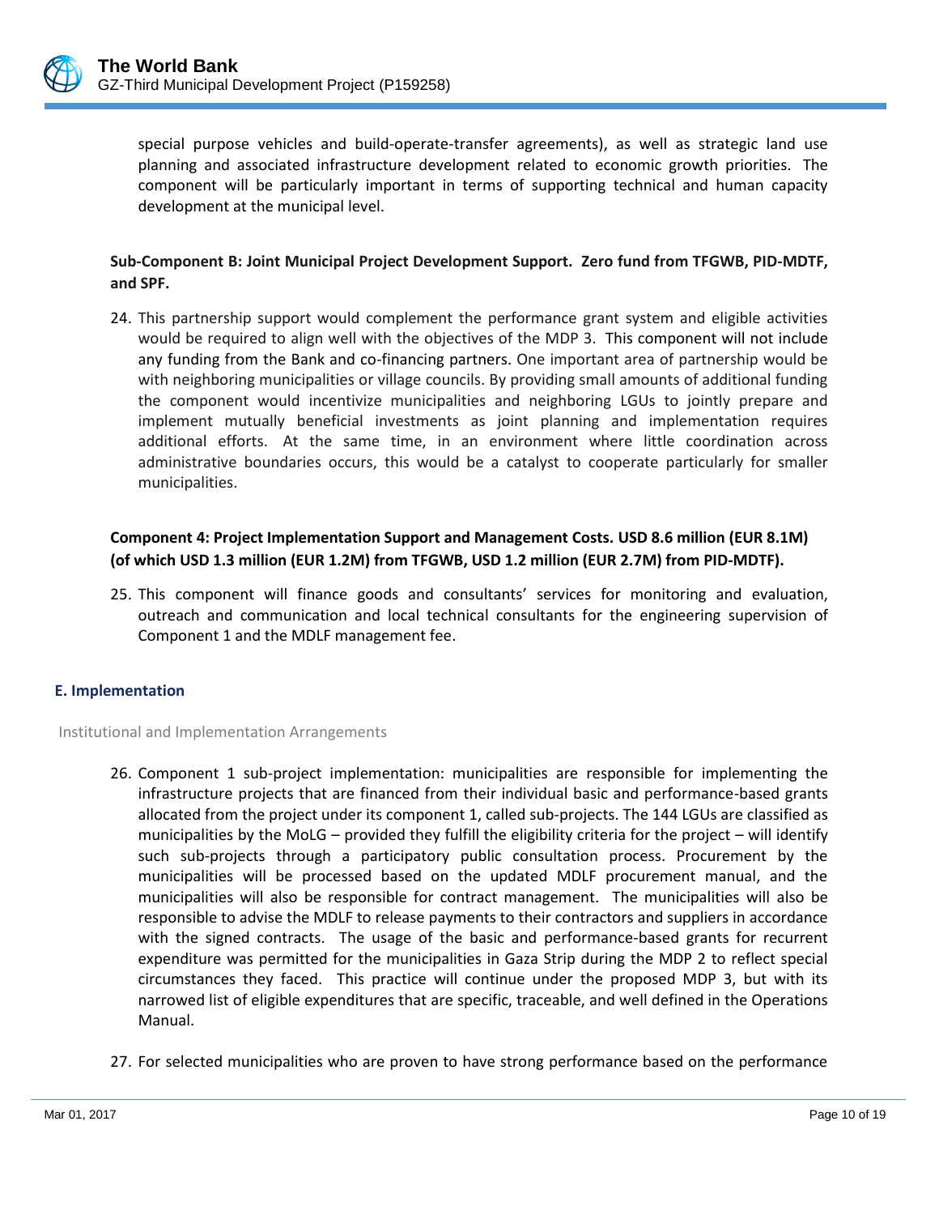special purpose vehicles and build-operate-transfer agreements), as well as strategic land use planning and associated infrastructure development related to economic growth priorities. The component will be particularly important in terms of supporting technical and human capacity development at the municipal level.

**Sub-Component B: Joint Municipal Project Development Support. Zero fund from TFGWB, PID-MDTF, and SPF.**

24. This partnership support would complement the performance grant system and eligible activities would be required to align well with the objectives of the MDP 3. This component will not include any funding from the Bank and co-financing partners. One important area of partnership would be with neighboring municipalities or village councils. By providing small amounts of additional funding the component would incentivize municipalities and neighboring LGUs to jointly prepare and implement mutually beneficial investments as joint planning and implementation requires additional efforts. At the same time, in an environment where little coordination across administrative boundaries occurs, this would be a catalyst to cooperate particularly for smaller municipalities.

**Component 4: Project Implementation Support and Management Costs. USD 8.6 million (EUR 8.1M) (of which USD 1.3 million (EUR 1.2M) from TFGWB, USD 1.2 million (EUR 2.7M) from PID-MDTF).**

25. This component will finance goods and consultants' services for monitoring and evaluation, outreach and communication and local technical consultants for the engineering supervision of Component 1 and the MDLF management fee.

## E. Implementation

Institutional and Implementation Arrangements

26. Component 1 sub-project implementation: municipalities are responsible for implementing the infrastructure projects that are financed from their individual basic and performance-based grants allocated from the project under its component 1, called sub-projects. The 144 LGUs are classified as municipalities by the MoLG – provided they fulfill the eligibility criteria for the project – will identify such sub-projects through a participatory public consultation process. Procurement by the municipalities will be processed based on the updated MDLF procurement manual, and the municipalities will also be responsible for contract management. The municipalities will also be responsible to advise the MDLF to release payments to their contractors and suppliers in accordance with the signed contracts. The usage of the basic and performance-based grants for recurrent expenditure was permitted for the municipalities in Gaza Strip during the MDP 2 to reflect special circumstances they faced. This practice will continue under the proposed MDP 3, but with its narrowed list of eligible expenditures that are specific, traceable, and well defined in the Operations Manual.

27. For selected municipalities who are proven to have strong performance based on the performance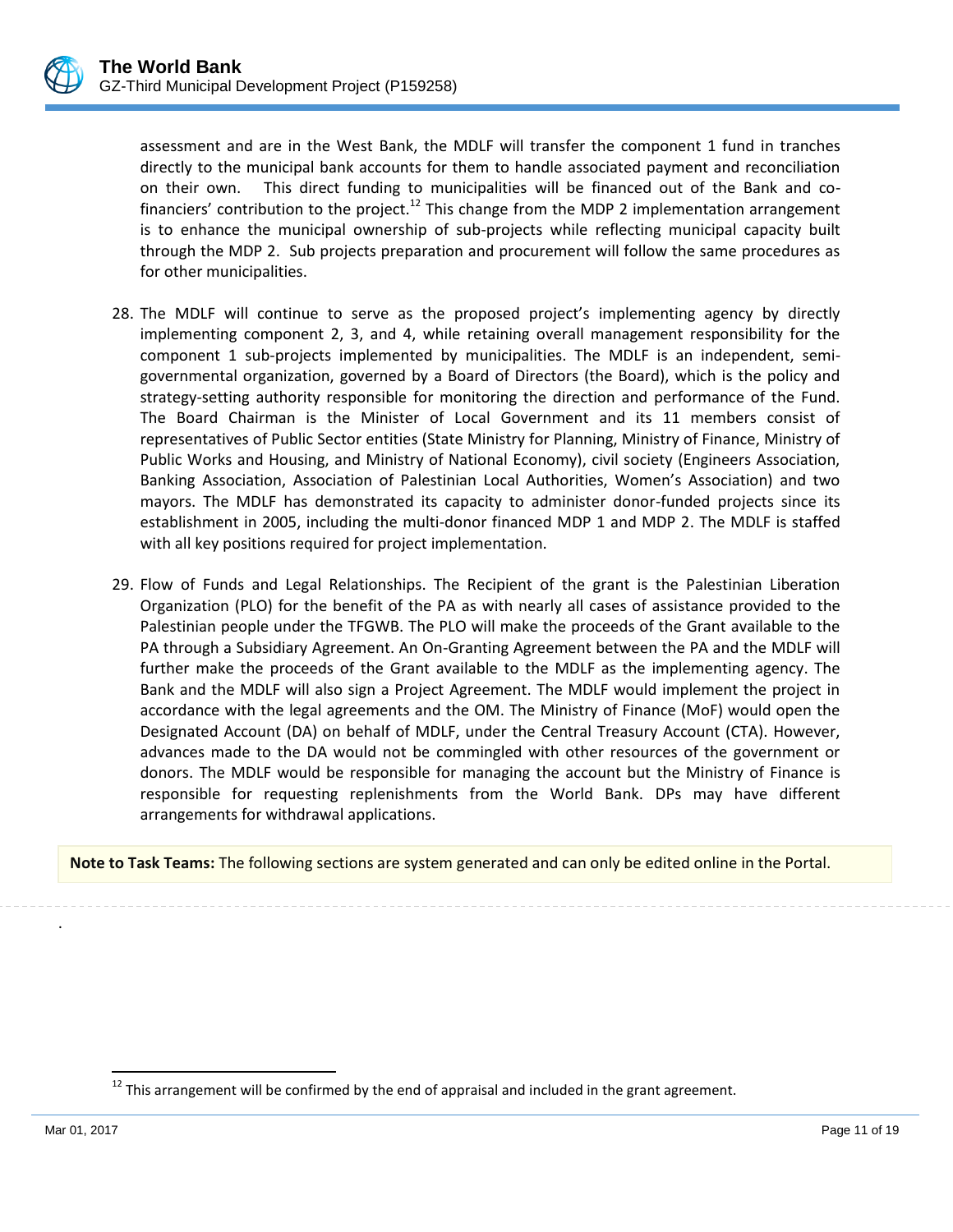assessment and are in the West Bank, the MDLF will transfer the component 1 fund in tranches directly to the municipal bank accounts for them to handle associated payment and reconciliation on their own. This direct funding to municipalities will be financed out of the Bank and co-financiers' contribution to the project.[12] This change from the MDP 2 implementation arrangement is to enhance the municipal ownership of sub-projects while reflecting municipal capacity built through the MDP 2. Sub projects preparation and procurement will follow the same procedures as for other municipalities.

28. The MDLF will continue to serve as the proposed project's implementing agency by directly implementing component 2, 3, and 4, while retaining overall management responsibility for the component 1 sub-projects implemented by municipalities. The MDLF is an independent, semi-governmental organization, governed by a Board of Directors (the Board), which is the policy and strategy-setting authority responsible for monitoring the direction and performance of the Fund. The Board Chairman is the Minister of Local Government and its 11 members consist of representatives of Public Sector entities (State Ministry for Planning, Ministry of Finance, Ministry of Public Works and Housing, and Ministry of National Economy), civil society (Engineers Association, Banking Association, Association of Palestinian Local Authorities, Women's Association) and two mayors. The MDLF has demonstrated its capacity to administer donor-funded projects since its establishment in 2005, including the multi-donor financed MDP 1 and MDP 2. The MDLF is staffed with all key positions required for project implementation.

29. Flow of Funds and Legal Relationships. The Recipient of the grant is the Palestinian Liberation Organization (PLO) for the benefit of the PA as with nearly all cases of assistance provided to the Palestinian people under the TFGWB. The PLO will make the proceeds of the Grant available to the PA through a Subsidiary Agreement. An On-Granting Agreement between the PA and the MDLF will further make the proceeds of the Grant available to the MDLF as the implementing agency. The Bank and the MDLF will also sign a Project Agreement. The MDLF would implement the project in accordance with the legal agreements and the OM. The Ministry of Finance (MoF) would open the Designated Account (DA) on behalf of MDLF, under the Central Treasury Account (CTA). However, advances made to the DA would not be commingled with other resources of the government or donors. The MDLF would be responsible for managing the account but the Ministry of Finance is responsible for requesting replenishments from the World Bank. DPs may have different arrangements for withdrawal applications.

**Note to Task Teams:** The following sections are system generated and can only be edited online in the Portal.

.

[12] This arrangement will be confirmed by the end of appraisal and included in the grant agreement.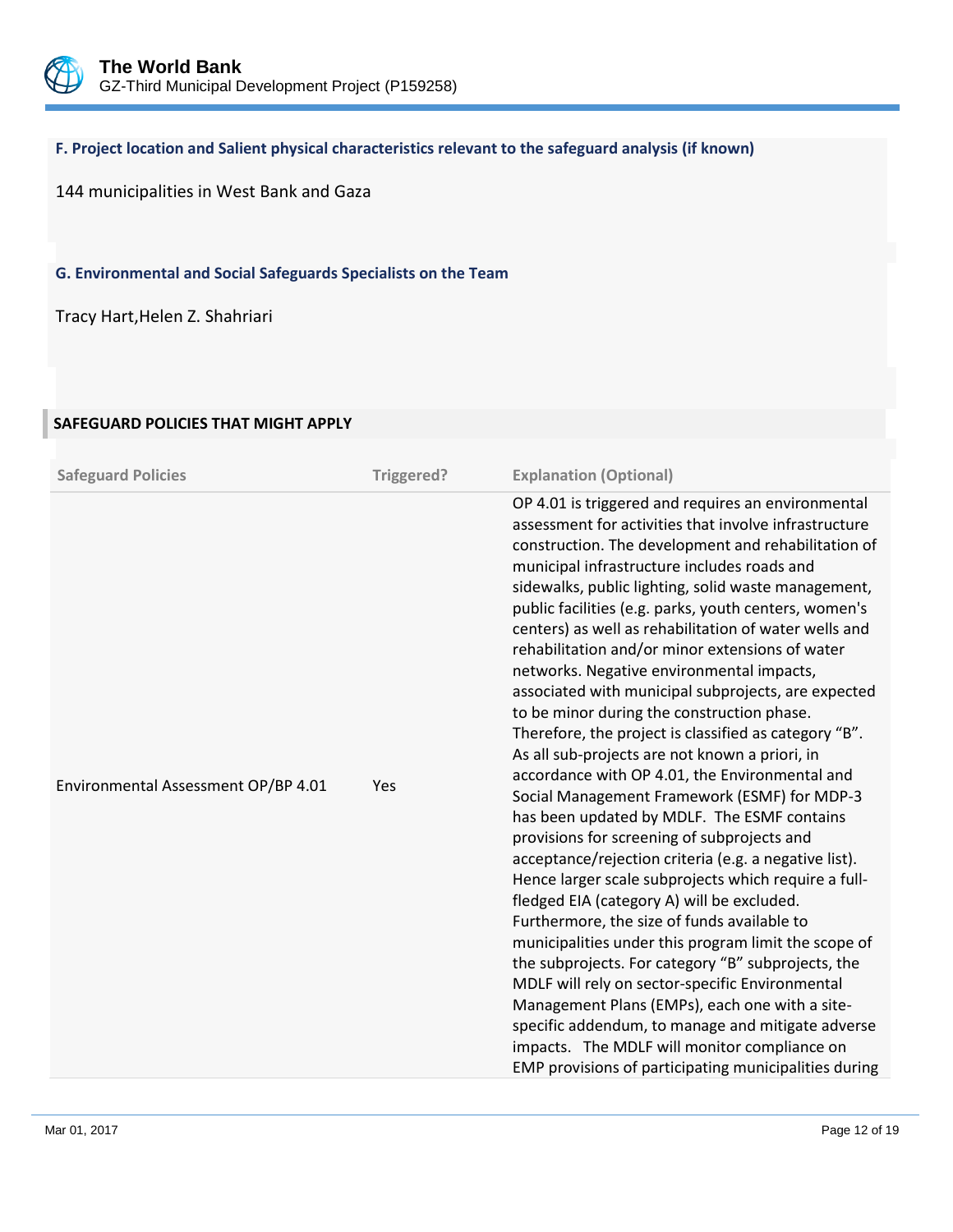### F. Project location and Salient physical characteristics relevant to the safeguard analysis (if known)

144 municipalities in West Bank and Gaza

### G. Environmental and Social Safeguards Specialists on the Team

Tracy Hart,Helen Z. Shahriari

## SAFEGUARD POLICIES THAT MIGHT APPLY

| Safeguard Policies | Triggered? | Explanation (Optional) |
|---|---|---|
| Environmental Assessment OP/BP 4.01 | Yes | OP 4.01 is triggered and requires an environmental assessment for activities that involve infrastructure construction. The development and rehabilitation of municipal infrastructure includes roads and sidewalks, public lighting, solid waste management, public facilities (e.g. parks, youth centers, women's centers) as well as rehabilitation of water wells and rehabilitation and/or minor extensions of water networks. Negative environmental impacts, associated with municipal subprojects, are expected to be minor during the construction phase. Therefore, the project is classified as category "B". As all sub-projects are not known a priori, in accordance with OP 4.01, the Environmental and Social Management Framework (ESMF) for MDP-3 has been updated by MDLF. The ESMF contains provisions for screening of subprojects and acceptance/rejection criteria (e.g. a negative list). Hence larger scale subprojects which require a full-fledged EIA (category A) will be excluded. Furthermore, the size of funds available to municipalities under this program limit the scope of the subprojects. For category "B" subprojects, the MDLF will rely on sector-specific Environmental Management Plans (EMPs), each one with a site-specific addendum, to manage and mitigate adverse impacts. The MDLF will monitor compliance on EMP provisions of participating municipalities during |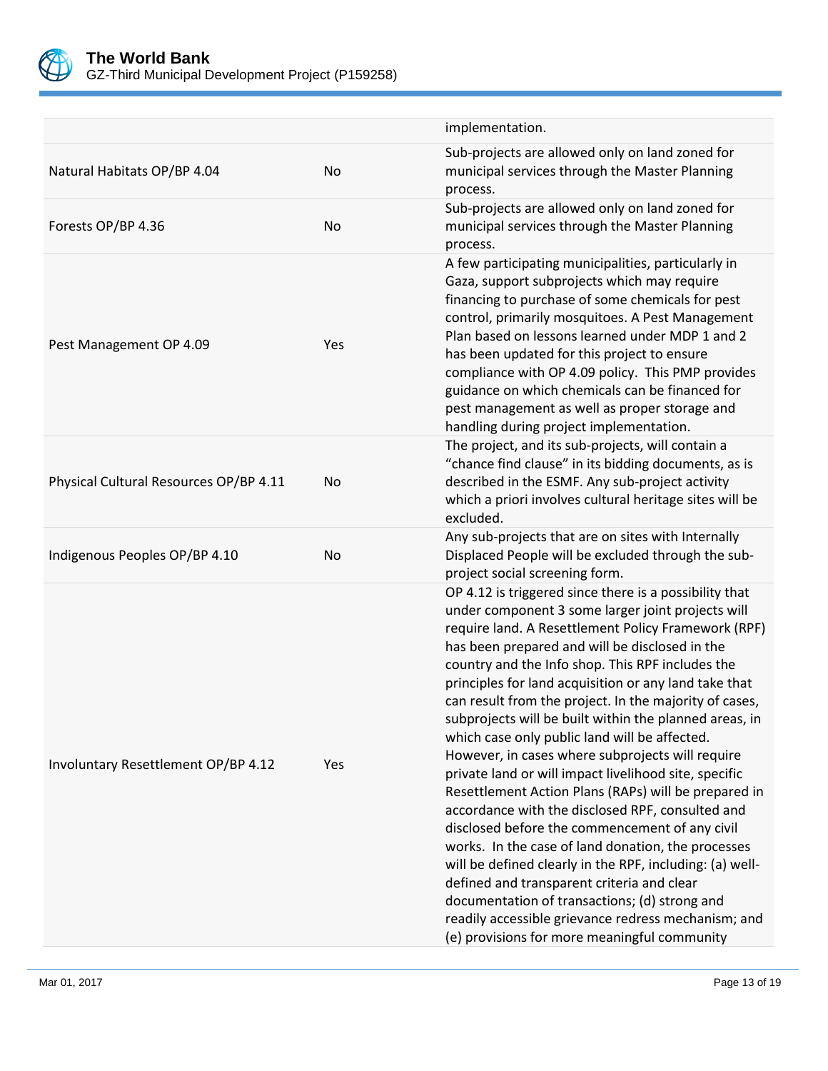| | | |
|---|---|---|
| | | implementation. |
| Natural Habitats OP/BP 4.04 | No | Sub-projects are allowed only on land zoned for municipal services through the Master Planning process. |
| Forests OP/BP 4.36 | No | Sub-projects are allowed only on land zoned for municipal services through the Master Planning process. |
| Pest Management OP 4.09 | Yes | A few participating municipalities, particularly in Gaza, support subprojects which may require financing to purchase of some chemicals for pest control, primarily mosquitoes. A Pest Management Plan based on lessons learned under MDP 1 and 2 has been updated for this project to ensure compliance with OP 4.09 policy. This PMP provides guidance on which chemicals can be financed for pest management as well as proper storage and handling during project implementation. |
| Physical Cultural Resources OP/BP 4.11 | No | The project, and its sub-projects, will contain a "chance find clause" in its bidding documents, as is described in the ESMF. Any sub-project activity which a priori involves cultural heritage sites will be excluded. |
| Indigenous Peoples OP/BP 4.10 | No | Any sub-projects that are on sites with Internally Displaced People will be excluded through the sub-project social screening form. |
| Involuntary Resettlement OP/BP 4.12 | Yes | OP 4.12 is triggered since there is a possibility that under component 3 some larger joint projects will require land. A Resettlement Policy Framework (RPF) has been prepared and will be disclosed in the country and the Info shop. This RPF includes the principles for land acquisition or any land take that can result from the project. In the majority of cases, subprojects will be built within the planned areas, in which case only public land will be affected. However, in cases where subprojects will require private land or will impact livelihood site, specific Resettlement Action Plans (RAPs) will be prepared in accordance with the disclosed RPF, consulted and disclosed before the commencement of any civil works. In the case of land donation, the processes will be defined clearly in the RPF, including: (a) well-defined and transparent criteria and clear documentation of transactions; (d) strong and readily accessible grievance redress mechanism; and (e) provisions for more meaningful community |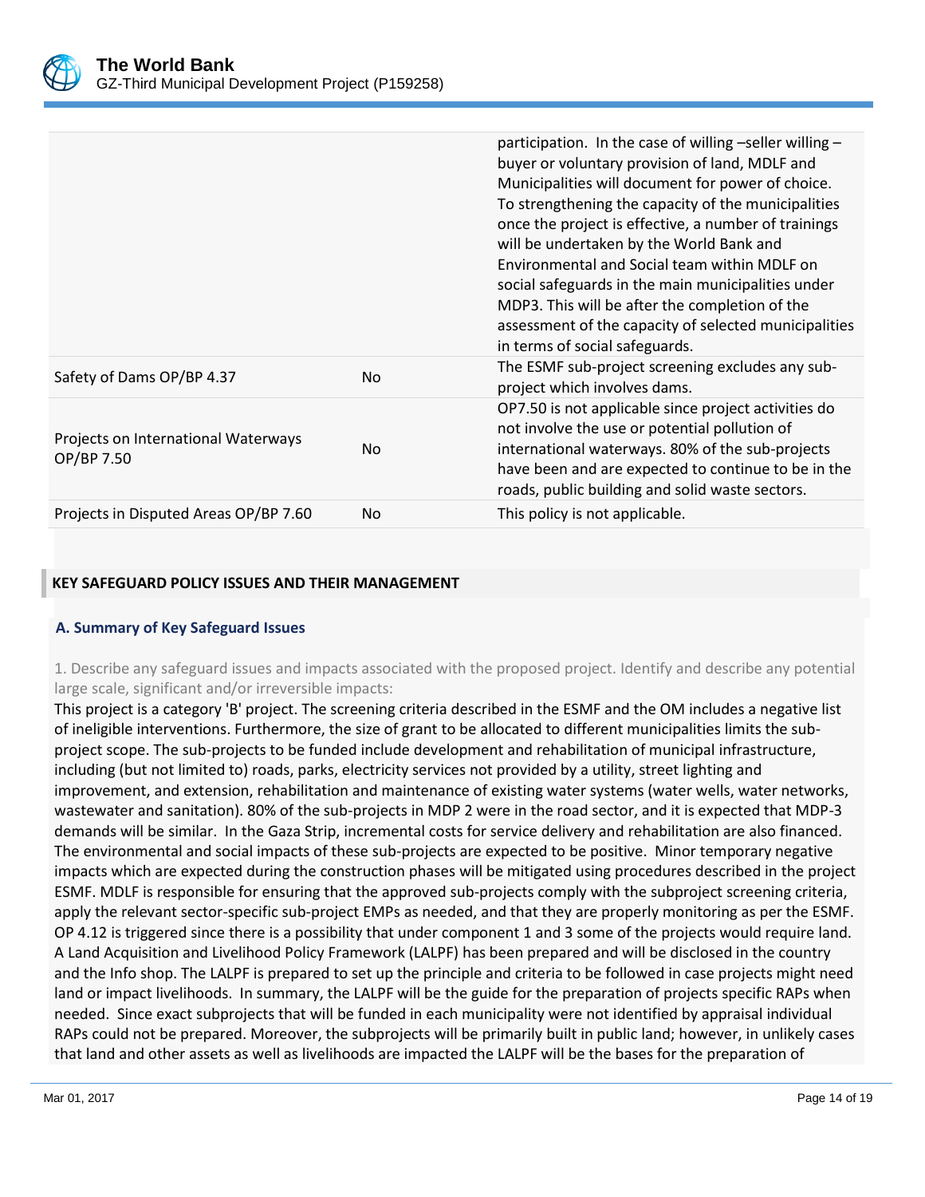| | | |
|---|---|---|
| | | participation. In the case of willing –seller willing – buyer or voluntary provision of land, MDLF and Municipalities will document for power of choice. To strengthening the capacity of the municipalities once the project is effective, a number of trainings will be undertaken by the World Bank and Environmental and Social team within MDLF on social safeguards in the main municipalities under MDP3. This will be after the completion of the assessment of the capacity of selected municipalities in terms of social safeguards. |
| Safety of Dams OP/BP 4.37 | No | The ESMF sub-project screening excludes any sub-project which involves dams. |
| Projects on International Waterways OP/BP 7.50 | No | OP7.50 is not applicable since project activities do not involve the use or potential pollution of international waterways. 80% of the sub-projects have been and are expected to continue to be in the roads, public building and solid waste sectors. |
| Projects in Disputed Areas OP/BP 7.60 | No | This policy is not applicable. |

## KEY SAFEGUARD POLICY ISSUES AND THEIR MANAGEMENT

### A. Summary of Key Safeguard Issues

1. Describe any safeguard issues and impacts associated with the proposed project. Identify and describe any potential large scale, significant and/or irreversible impacts:

This project is a category 'B' project. The screening criteria described in the ESMF and the OM includes a negative list of ineligible interventions. Furthermore, the size of grant to be allocated to different municipalities limits the sub-project scope. The sub-projects to be funded include development and rehabilitation of municipal infrastructure, including (but not limited to) roads, parks, electricity services not provided by a utility, street lighting and improvement, and extension, rehabilitation and maintenance of existing water systems (water wells, water networks, wastewater and sanitation). 80% of the sub-projects in MDP 2 were in the road sector, and it is expected that MDP-3 demands will be similar. In the Gaza Strip, incremental costs for service delivery and rehabilitation are also financed. The environmental and social impacts of these sub-projects are expected to be positive. Minor temporary negative impacts which are expected during the construction phases will be mitigated using procedures described in the project ESMF. MDLF is responsible for ensuring that the approved sub-projects comply with the subproject screening criteria, apply the relevant sector-specific sub-project EMPs as needed, and that they are properly monitoring as per the ESMF. OP 4.12 is triggered since there is a possibility that under component 1 and 3 some of the projects would require land. A Land Acquisition and Livelihood Policy Framework (LALPF) has been prepared and will be disclosed in the country and the Info shop. The LALPF is prepared to set up the principle and criteria to be followed in case projects might need land or impact livelihoods. In summary, the LALPF will be the guide for the preparation of projects specific RAPs when needed. Since exact subprojects that will be funded in each municipality were not identified by appraisal individual RAPs could not be prepared. Moreover, the subprojects will be primarily built in public land; however, in unlikely cases that land and other assets as well as livelihoods are impacted the LALPF will be the bases for the preparation of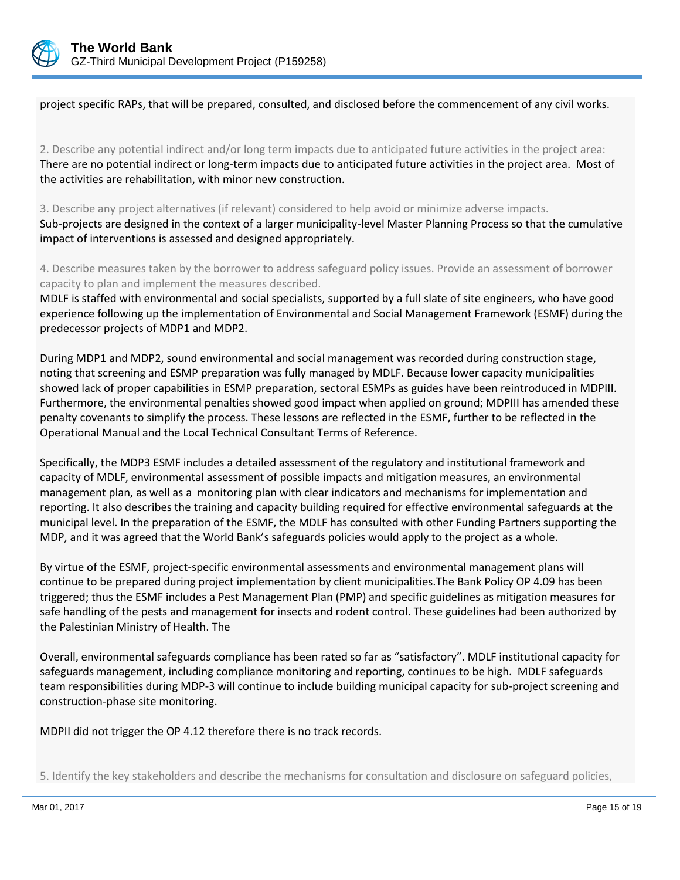project specific RAPs, that will be prepared, consulted, and disclosed before the commencement of any civil works.

2. Describe any potential indirect and/or long term impacts due to anticipated future activities in the project area:

There are no potential indirect or long-term impacts due to anticipated future activities in the project area. Most of the activities are rehabilitation, with minor new construction.

3. Describe any project alternatives (if relevant) considered to help avoid or minimize adverse impacts.

Sub-projects are designed in the context of a larger municipality-level Master Planning Process so that the cumulative impact of interventions is assessed and designed appropriately.

4. Describe measures taken by the borrower to address safeguard policy issues. Provide an assessment of borrower capacity to plan and implement the measures described.

MDLF is staffed with environmental and social specialists, supported by a full slate of site engineers, who have good experience following up the implementation of Environmental and Social Management Framework (ESMF) during the predecessor projects of MDP1 and MDP2.

During MDP1 and MDP2, sound environmental and social management was recorded during construction stage, noting that screening and ESMP preparation was fully managed by MDLF. Because lower capacity municipalities showed lack of proper capabilities in ESMP preparation, sectoral ESMPs as guides have been reintroduced in MDPIII. Furthermore, the environmental penalties showed good impact when applied on ground; MDPIII has amended these penalty covenants to simplify the process. These lessons are reflected in the ESMF, further to be reflected in the Operational Manual and the Local Technical Consultant Terms of Reference.

Specifically, the MDP3 ESMF includes a detailed assessment of the regulatory and institutional framework and capacity of MDLF, environmental assessment of possible impacts and mitigation measures, an environmental management plan, as well as a monitoring plan with clear indicators and mechanisms for implementation and reporting. It also describes the training and capacity building required for effective environmental safeguards at the municipal level. In the preparation of the ESMF, the MDLF has consulted with other Funding Partners supporting the MDP, and it was agreed that the World Bank's safeguards policies would apply to the project as a whole.

By virtue of the ESMF, project-specific environmental assessments and environmental management plans will continue to be prepared during project implementation by client municipalities.The Bank Policy OP 4.09 has been triggered; thus the ESMF includes a Pest Management Plan (PMP) and specific guidelines as mitigation measures for safe handling of the pests and management for insects and rodent control. These guidelines had been authorized by the Palestinian Ministry of Health. The

Overall, environmental safeguards compliance has been rated so far as "satisfactory". MDLF institutional capacity for safeguards management, including compliance monitoring and reporting, continues to be high. MDLF safeguards team responsibilities during MDP-3 will continue to include building municipal capacity for sub-project screening and construction-phase site monitoring.

MDPII did not trigger the OP 4.12 therefore there is no track records.

5. Identify the key stakeholders and describe the mechanisms for consultation and disclosure on safeguard policies,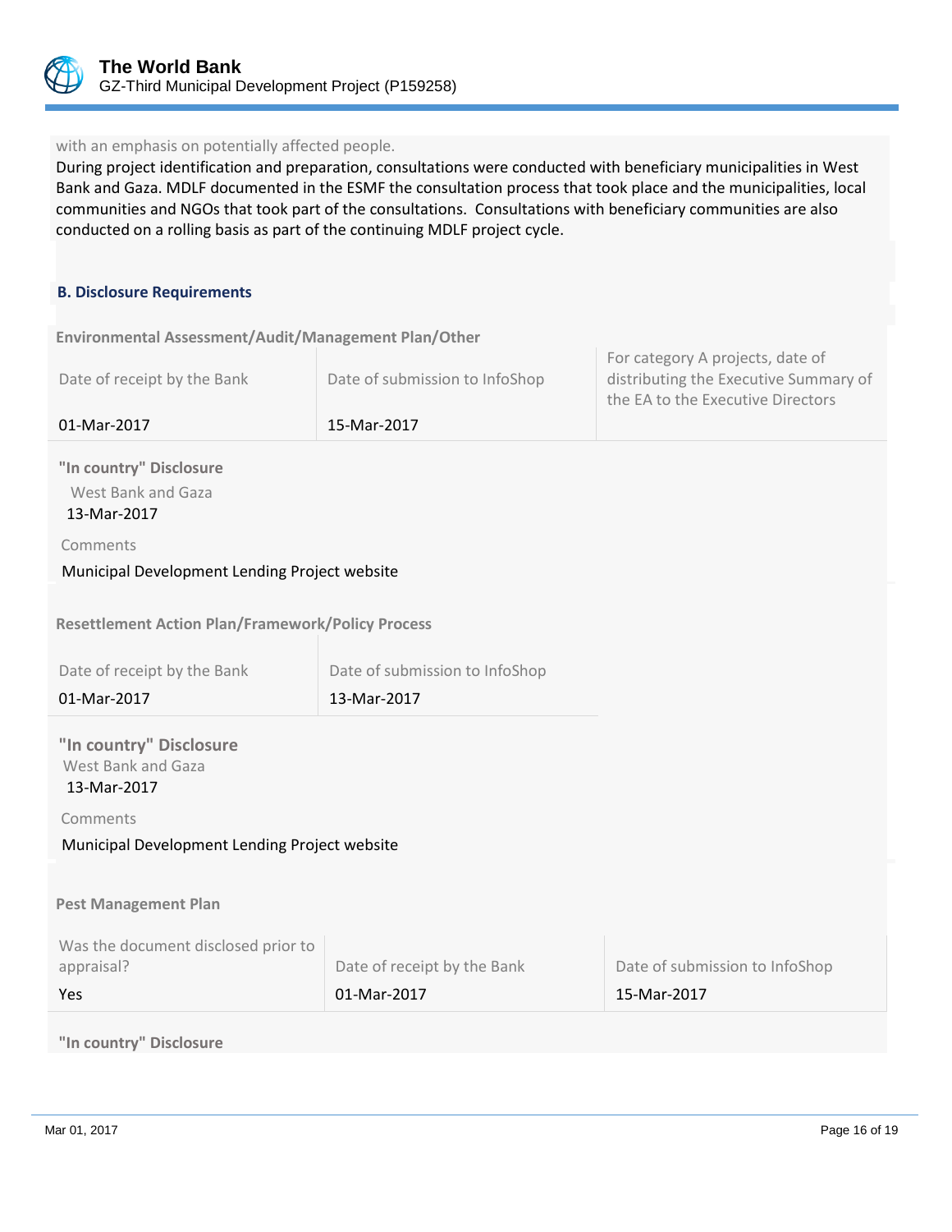with an emphasis on potentially affected people.

During project identification and preparation, consultations were conducted with beneficiary municipalities in West Bank and Gaza. MDLF documented in the ESMF the consultation process that took place and the municipalities, local communities and NGOs that took part of the consultations. Consultations with beneficiary communities are also conducted on a rolling basis as part of the continuing MDLF project cycle.

### B. Disclosure Requirements

**Environmental Assessment/Audit/Management Plan/Other**

| Date of receipt by the Bank | Date of submission to InfoShop | For category A projects, date of distributing the Executive Summary of the EA to the Executive Directors |
|---|---|---|
| 01-Mar-2017 | 15-Mar-2017 | |

**"In country" Disclosure**

West Bank and Gaza
13-Mar-2017

Comments

Municipal Development Lending Project website

**Resettlement Action Plan/Framework/Policy Process**

| Date of receipt by the Bank | Date of submission to InfoShop |
|---|---|
| 01-Mar-2017 | 13-Mar-2017 |

**"In country" Disclosure**

West Bank and Gaza
13-Mar-2017

Comments

Municipal Development Lending Project website

**Pest Management Plan**

| Was the document disclosed prior to appraisal? | Date of receipt by the Bank | Date of submission to InfoShop |
|---|---|---|
| Yes | 01-Mar-2017 | 15-Mar-2017 |

**"In country" Disclosure**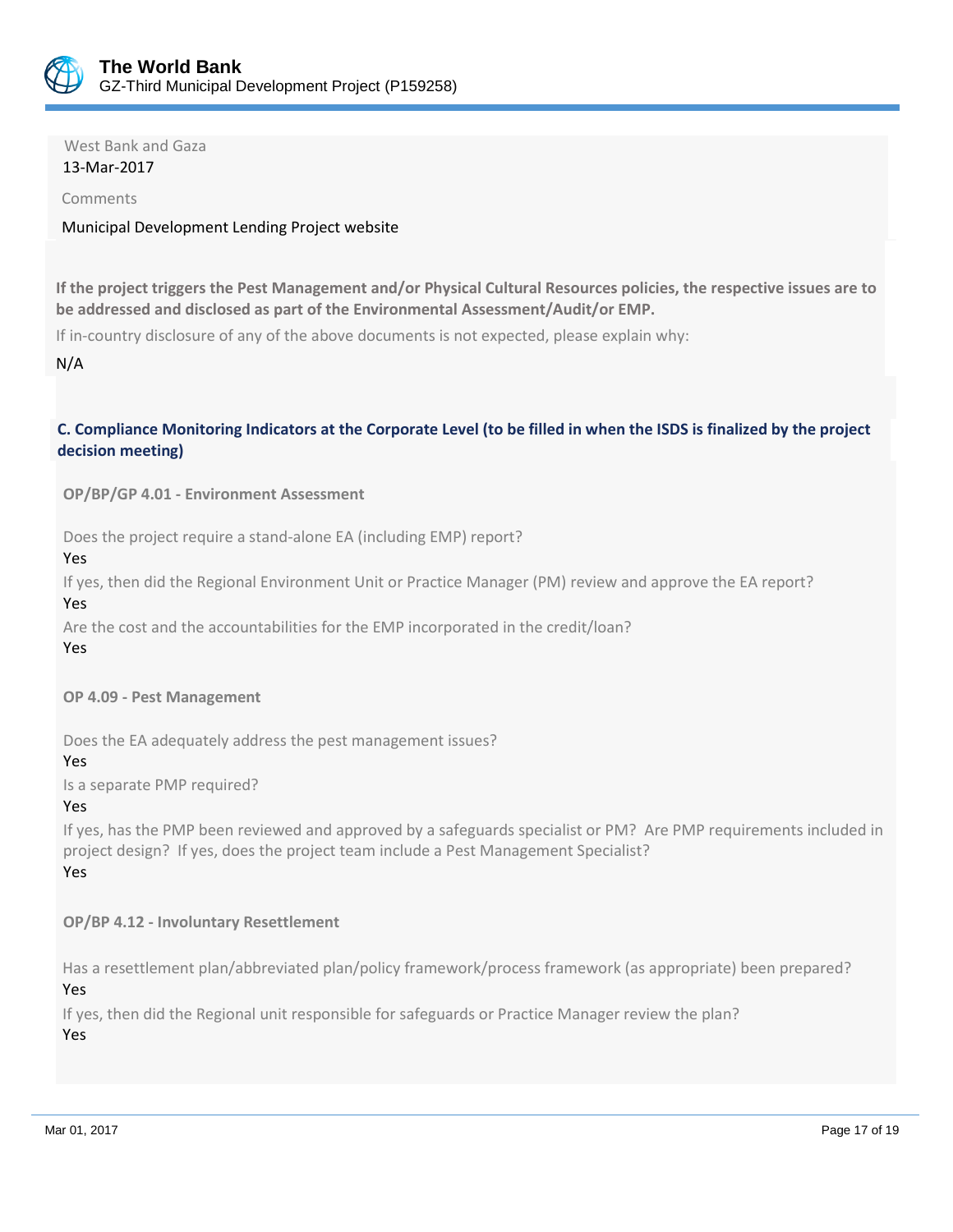West Bank and Gaza

13-Mar-2017

Comments

Municipal Development Lending Project website

**If the project triggers the Pest Management and/or Physical Cultural Resources policies, the respective issues are to be addressed and disclosed as part of the Environmental Assessment/Audit/or EMP.**

If in-country disclosure of any of the above documents is not expected, please explain why:

N/A

### C. Compliance Monitoring Indicators at the Corporate Level (to be filled in when the ISDS is finalized by the project decision meeting)

**OP/BP/GP 4.01 - Environment Assessment**

Does the project require a stand-alone EA (including EMP) report?

Yes

If yes, then did the Regional Environment Unit or Practice Manager (PM) review and approve the EA report?

Yes

Are the cost and the accountabilities for the EMP incorporated in the credit/loan?

Yes

**OP 4.09 - Pest Management**

Does the EA adequately address the pest management issues?

Yes

Is a separate PMP required?

Yes

If yes, has the PMP been reviewed and approved by a safeguards specialist or PM? Are PMP requirements included in project design? If yes, does the project team include a Pest Management Specialist?

Yes

**OP/BP 4.12 - Involuntary Resettlement**

Has a resettlement plan/abbreviated plan/policy framework/process framework (as appropriate) been prepared?

Yes

If yes, then did the Regional unit responsible for safeguards or Practice Manager review the plan?

Yes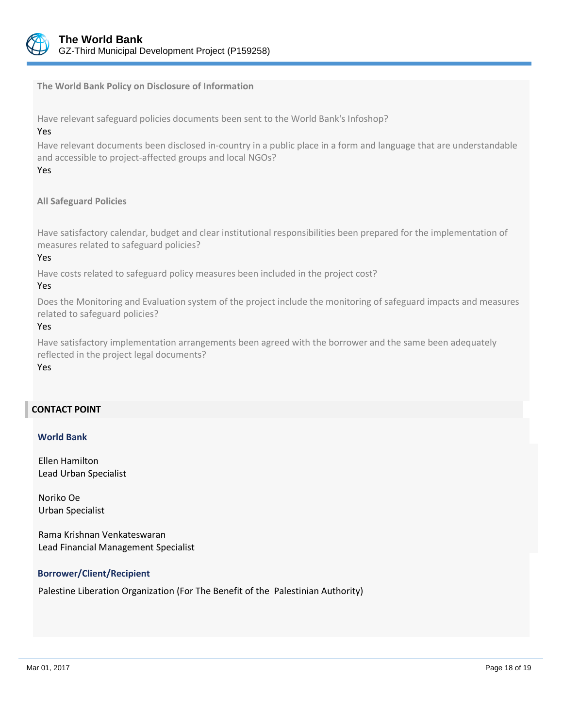**The World Bank Policy on Disclosure of Information**

Have relevant safeguard policies documents been sent to the World Bank's Infoshop?

Yes

Have relevant documents been disclosed in-country in a public place in a form and language that are understandable and accessible to project-affected groups and local NGOs?

Yes

**All Safeguard Policies**

Have satisfactory calendar, budget and clear institutional responsibilities been prepared for the implementation of measures related to safeguard policies?

Yes

Have costs related to safeguard policy measures been included in the project cost?

Yes

Does the Monitoring and Evaluation system of the project include the monitoring of safeguard impacts and measures related to safeguard policies?

Yes

Have satisfactory implementation arrangements been agreed with the borrower and the same been adequately reflected in the project legal documents?

Yes

## CONTACT POINT

### World Bank

Ellen Hamilton
Lead Urban Specialist

Noriko Oe
Urban Specialist

Rama Krishnan Venkateswaran
Lead Financial Management Specialist

### Borrower/Client/Recipient

Palestine Liberation Organization (For The Benefit of the Palestinian Authority)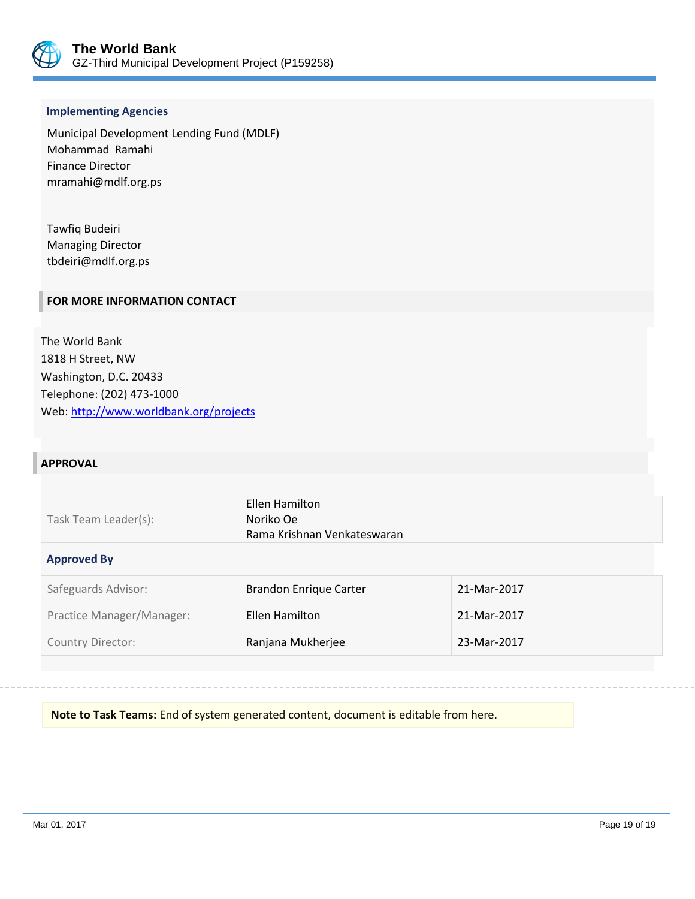### Implementing Agencies

Municipal Development Lending Fund (MDLF)
Mohammad Ramahi
Finance Director
mramahi@mdlf.org.ps

Tawfiq Budeiri
Managing Director
tbdeiri@mdlf.org.ps

## FOR MORE INFORMATION CONTACT

The World Bank
1818 H Street, NW
Washington, D.C. 20433
Telephone: (202) 473-1000
Web: [http://www.worldbank.org/projects](http://www.worldbank.org/projects)

## APPROVAL

| | |
|---|---|
| Task Team Leader(s): | Ellen Hamilton<br>Noriko Oe<br>Rama Krishnan Venkateswaran |

### Approved By

| | | |
|---|---|---|
| Safeguards Advisor: | Brandon Enrique Carter | 21-Mar-2017 |
| Practice Manager/Manager: | Ellen Hamilton | 21-Mar-2017 |
| Country Director: | Ranjana Mukherjee | 23-Mar-2017 |

**Note to Task Teams:** End of system generated content, document is editable from here.